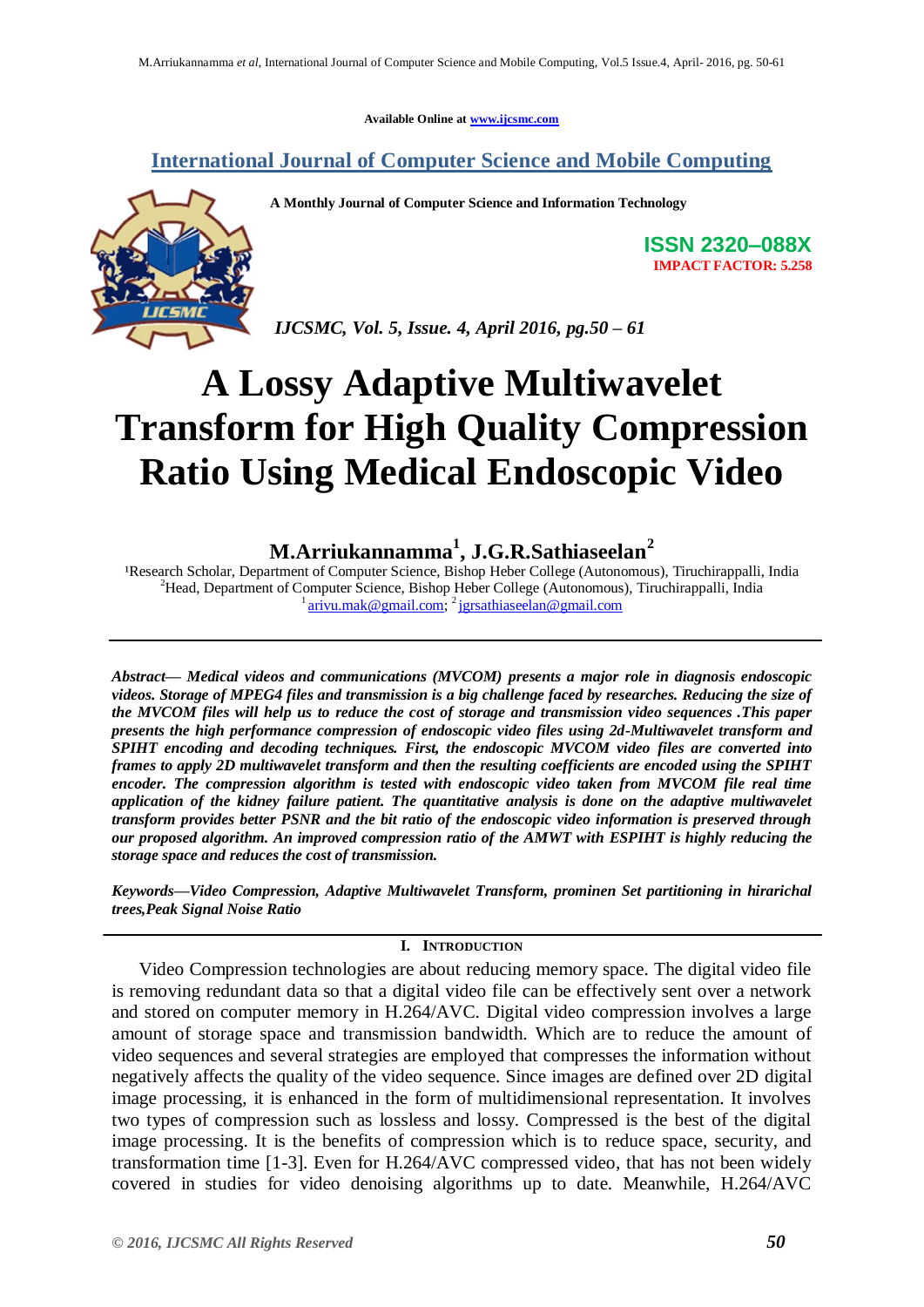Available Online at www.ijcsmc.com

## International Journal of Computer Science and Mobile Computing

**A Monthly Journal of Computer Science and Information Technology**

**ISSN 2320–088X**
**IMPACT FACTOR: 5.258**

*IJCSMC, Vol. 5, Issue. 4, April 2016, pg.50 – 61*

# A Lossy Adaptive Multiwavelet Transform for High Quality Compression Ratio Using Medical Endoscopic Video

**M.Arriukannamma[1], J.G.R.Sathiaseelan[2]**

[1]Research Scholar, Department of Computer Science, Bishop Heber College (Autonomous), Tiruchirappalli, India
[2]Head, Department of Computer Science, Bishop Heber College (Autonomous), Tiruchirappalli, India
[1] arivu.mak@gmail.com; [2] jgrsathiaseelan@gmail.com

***Abstract***— ***Medical videos and communications (MVCOM) presents a major role in diagnosis endoscopic videos. Storage of MPEG4 files and transmission is a big challenge faced by researches. Reducing the size of the MVCOM files will help us to reduce the cost of storage and transmission video sequences .This paper presents the high performance compression of endoscopic video files using 2d-Multiwavelet transform and SPIHT encoding and decoding techniques. First, the endoscopic MVCOM video files are converted into frames to apply 2D multiwavelet transform and then the resulting coefficients are encoded using the SPIHT encoder. The compression algorithm is tested with endoscopic video taken from MVCOM file real time application of the kidney failure patient. The quantitative analysis is done on the adaptive multiwavelet transform provides better PSNR and the bit ratio of the endoscopic video information is preserved through our proposed algorithm. An improved compression ratio of the AMWT with ESPIHT is highly reducing the storage space and reduces the cost of transmission.***

***Keywords***—***Video Compression, Adaptive Multiwavelet Transform, prominen Set partitioning in hirarichal trees,Peak Signal Noise Ratio***

## I. INTRODUCTION

Video Compression technologies are about reducing memory space. The digital video file is removing redundant data so that a digital video file can be effectively sent over a network and stored on computer memory in H.264/AVC. Digital video compression involves a large amount of storage space and transmission bandwidth. Which are to reduce the amount of video sequences and several strategies are employed that compresses the information without negatively affects the quality of the video sequence. Since images are defined over 2D digital image processing, it is enhanced in the form of multidimensional representation. It involves two types of compression such as lossless and lossy. Compressed is the best of the digital image processing. It is the benefits of compression which is to reduce space, security, and transformation time [1-3]. Even for H.264/AVC compressed video, that has not been widely covered in studies for video denoising algorithms up to date. Meanwhile, H.264/AVC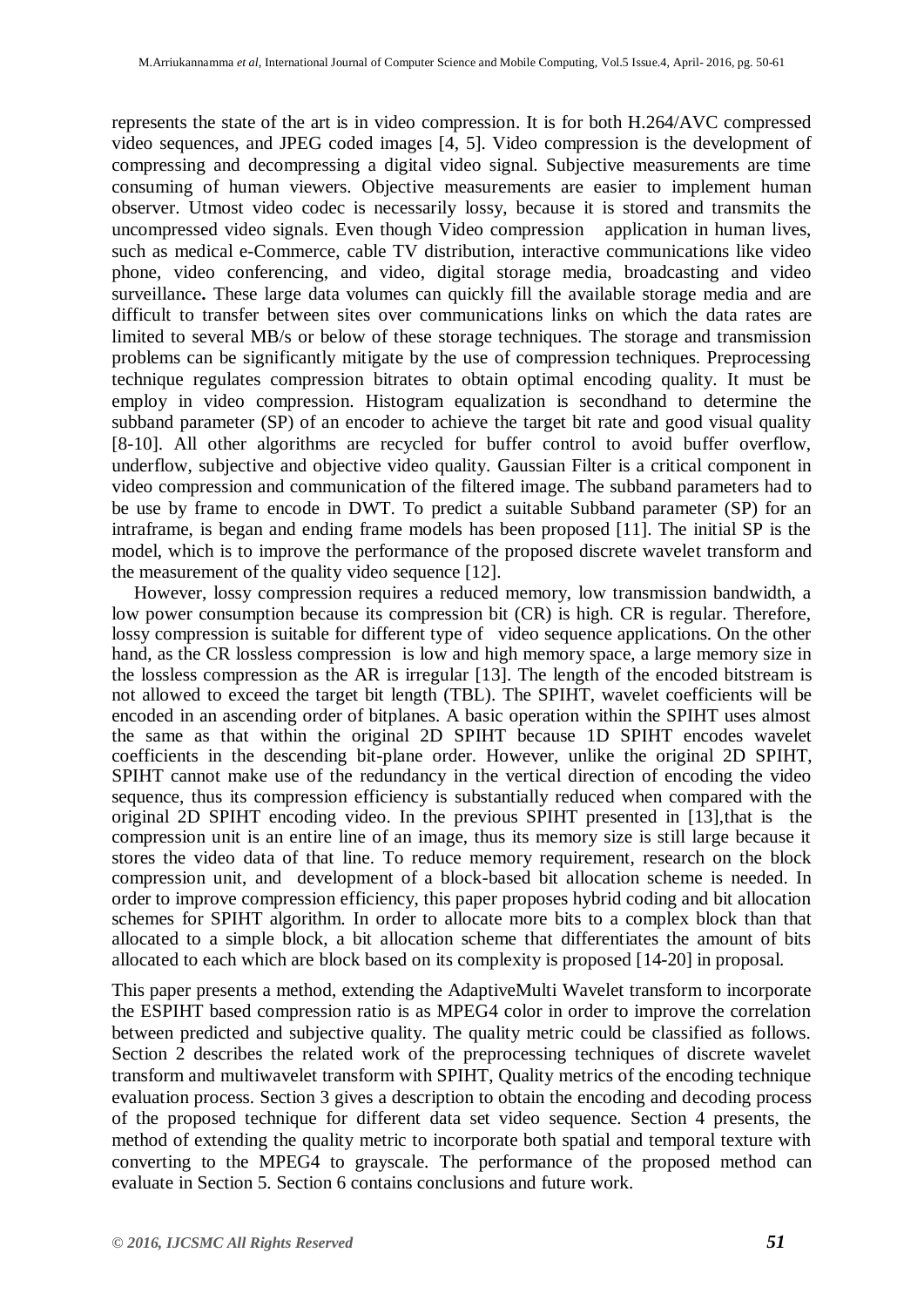represents the state of the art is in video compression. It is for both H.264/AVC compressed video sequences, and JPEG coded images [4, 5]. Video compression is the development of compressing and decompressing a digital video signal. Subjective measurements are time consuming of human viewers. Objective measurements are easier to implement human observer. Utmost video codec is necessarily lossy, because it is stored and transmits the uncompressed video signals. Even though Video compression application in human lives, such as medical e-Commerce, cable TV distribution, interactive communications like video phone, video conferencing, and video, digital storage media, broadcasting and video surveillance**.** These large data volumes can quickly fill the available storage media and are difficult to transfer between sites over communications links on which the data rates are limited to several MB/s or below of these storage techniques. The storage and transmission problems can be significantly mitigate by the use of compression techniques. Preprocessing technique regulates compression bitrates to obtain optimal encoding quality. It must be employ in video compression. Histogram equalization is secondhand to determine the subband parameter (SP) of an encoder to achieve the target bit rate and good visual quality [8-10]. All other algorithms are recycled for buffer control to avoid buffer overflow, underflow, subjective and objective video quality. Gaussian Filter is a critical component in video compression and communication of the filtered image. The subband parameters had to be use by frame to encode in DWT. To predict a suitable Subband parameter (SP) for an intraframe, is began and ending frame models has been proposed [11]. The initial SP is the model, which is to improve the performance of the proposed discrete wavelet transform and the measurement of the quality video sequence [12].

However, lossy compression requires a reduced memory, low transmission bandwidth, a low power consumption because its compression bit (CR) is high. CR is regular. Therefore, lossy compression is suitable for different type of video sequence applications. On the other hand, as the CR lossless compression is low and high memory space, a large memory size in the lossless compression as the AR is irregular [13]. The length of the encoded bitstream is not allowed to exceed the target bit length (TBL). The SPIHT, wavelet coefficients will be encoded in an ascending order of bitplanes. A basic operation within the SPIHT uses almost the same as that within the original 2D SPIHT because 1D SPIHT encodes wavelet coefficients in the descending bit-plane order. However, unlike the original 2D SPIHT, SPIHT cannot make use of the redundancy in the vertical direction of encoding the video sequence, thus its compression efficiency is substantially reduced when compared with the original 2D SPIHT encoding video. In the previous SPIHT presented in [13],that is the compression unit is an entire line of an image, thus its memory size is still large because it stores the video data of that line. To reduce memory requirement, research on the block compression unit, and development of a block-based bit allocation scheme is needed. In order to improve compression efficiency, this paper proposes hybrid coding and bit allocation schemes for SPIHT algorithm. In order to allocate more bits to a complex block than that allocated to a simple block, a bit allocation scheme that differentiates the amount of bits allocated to each which are block based on its complexity is proposed [14-20] in proposal.

This paper presents a method, extending the AdaptiveMulti Wavelet transform to incorporate the ESPIHT based compression ratio is as MPEG4 color in order to improve the correlation between predicted and subjective quality. The quality metric could be classified as follows. Section 2 describes the related work of the preprocessing techniques of discrete wavelet transform and multiwavelet transform with SPIHT, Quality metrics of the encoding technique evaluation process. Section 3 gives a description to obtain the encoding and decoding process of the proposed technique for different data set video sequence. Section 4 presents, the method of extending the quality metric to incorporate both spatial and temporal texture with converting to the MPEG4 to grayscale. The performance of the proposed method can evaluate in Section 5. Section 6 contains conclusions and future work.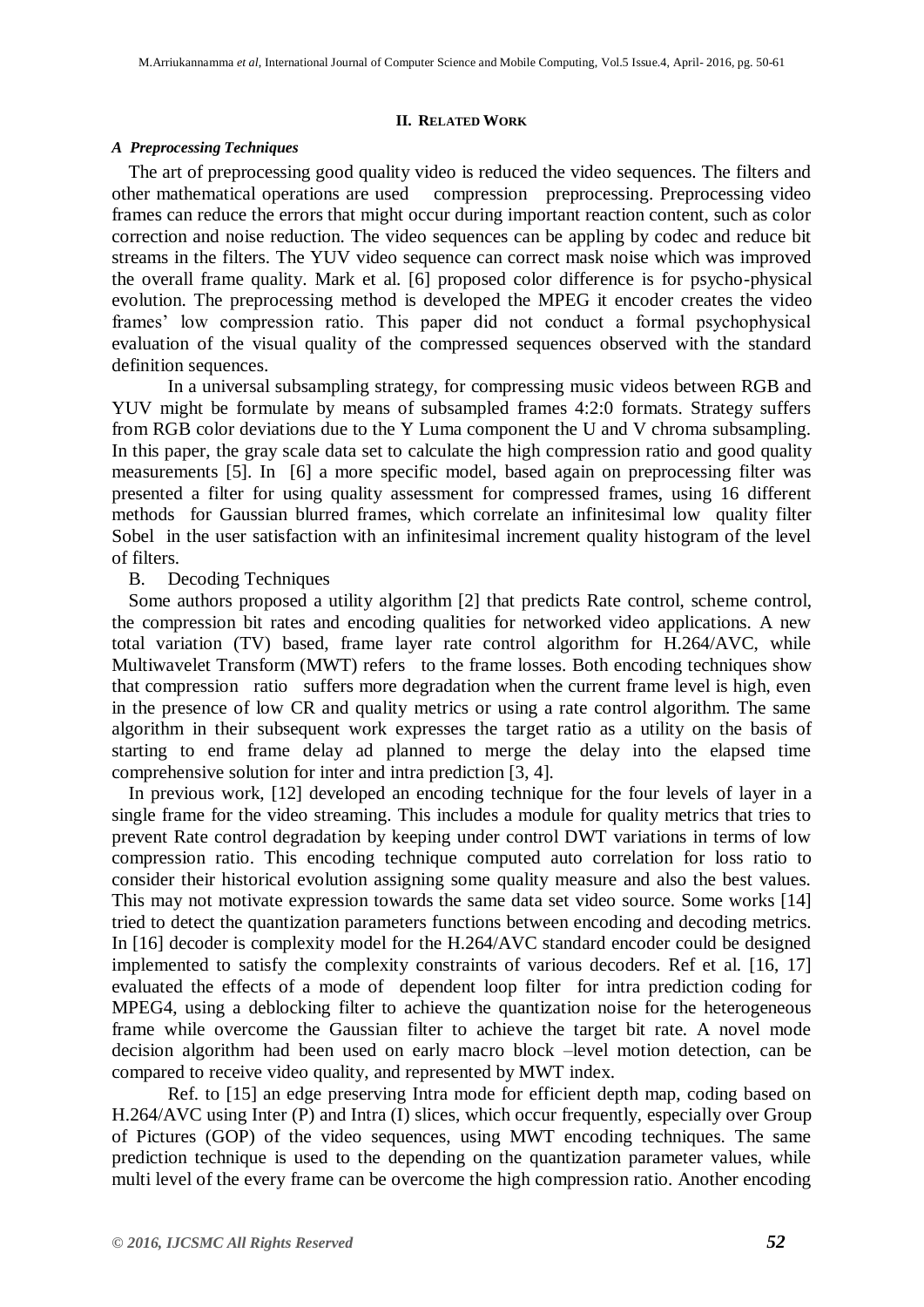## II. Related Work

### *A Preprocessing Techniques*

The art of preprocessing good quality video is reduced the video sequences. The filters and other mathematical operations are used compression preprocessing. Preprocessing video frames can reduce the errors that might occur during important reaction content, such as color correction and noise reduction. The video sequences can be appling by codec and reduce bit streams in the filters. The YUV video sequence can correct mask noise which was improved the overall frame quality. Mark et al. [6] proposed color difference is for psycho-physical evolution. The preprocessing method is developed the MPEG it encoder creates the video frames' low compression ratio. This paper did not conduct a formal psychophysical evaluation of the visual quality of the compressed sequences observed with the standard definition sequences.

In a universal subsampling strategy, for compressing music videos between RGB and YUV might be formulate by means of subsampled frames 4:2:0 formats. Strategy suffers from RGB color deviations due to the Y Luma component the U and V chroma subsampling. In this paper, the gray scale data set to calculate the high compression ratio and good quality measurements [5]. In [6] a more specific model, based again on preprocessing filter was presented a filter for using quality assessment for compressed frames, using 16 different methods for Gaussian blurred frames, which correlate an infinitesimal low quality filter Sobel in the user satisfaction with an infinitesimal increment quality histogram of the level of filters.

### B. Decoding Techniques

Some authors proposed a utility algorithm [2] that predicts Rate control, scheme control, the compression bit rates and encoding qualities for networked video applications. A new total variation (TV) based, frame layer rate control algorithm for H.264/AVC, while Multiwavelet Transform (MWT) refers to the frame losses. Both encoding techniques show that compression ratio suffers more degradation when the current frame level is high, even in the presence of low CR and quality metrics or using a rate control algorithm. The same algorithm in their subsequent work expresses the target ratio as a utility on the basis of starting to end frame delay ad planned to merge the delay into the elapsed time comprehensive solution for inter and intra prediction [3, 4].

In previous work, [12] developed an encoding technique for the four levels of layer in a single frame for the video streaming. This includes a module for quality metrics that tries to prevent Rate control degradation by keeping under control DWT variations in terms of low compression ratio. This encoding technique computed auto correlation for loss ratio to consider their historical evolution assigning some quality measure and also the best values. This may not motivate expression towards the same data set video source. Some works [14] tried to detect the quantization parameters functions between encoding and decoding metrics. In [16] decoder is complexity model for the H.264/AVC standard encoder could be designed implemented to satisfy the complexity constraints of various decoders. Ref et al. [16, 17] evaluated the effects of a mode of dependent loop filter for intra prediction coding for MPEG4, using a deblocking filter to achieve the quantization noise for the heterogeneous frame while overcome the Gaussian filter to achieve the target bit rate. A novel mode decision algorithm had been used on early macro block –level motion detection, can be compared to receive video quality, and represented by MWT index.

Ref. to [15] an edge preserving Intra mode for efficient depth map, coding based on H.264/AVC using Inter (P) and Intra (I) slices, which occur frequently, especially over Group of Pictures (GOP) of the video sequences, using MWT encoding techniques. The same prediction technique is used to the depending on the quantization parameter values, while multi level of the every frame can be overcome the high compression ratio. Another encoding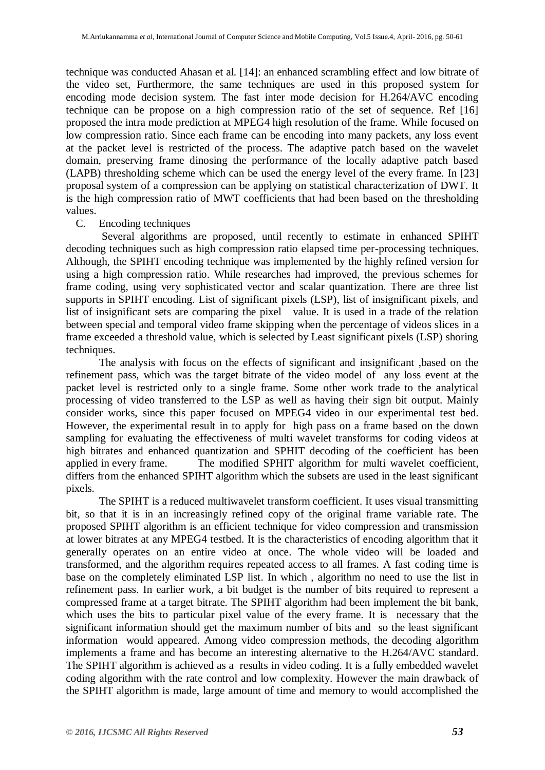technique was conducted Ahasan et al. [14]: an enhanced scrambling effect and low bitrate of the video set, Furthermore, the same techniques are used in this proposed system for encoding mode decision system. The fast inter mode decision for H.264/AVC encoding technique can be propose on a high compression ratio of the set of sequence. Ref [16] proposed the intra mode prediction at MPEG4 high resolution of the frame. While focused on low compression ratio. Since each frame can be encoding into many packets, any loss event at the packet level is restricted of the process. The adaptive patch based on the wavelet domain, preserving frame dinosing the performance of the locally adaptive patch based (LAPB) thresholding scheme which can be used the energy level of the every frame. In [23] proposal system of a compression can be applying on statistical characterization of DWT. It is the high compression ratio of MWT coefficients that had been based on the thresholding values.

C. Encoding techniques

Several algorithms are proposed, until recently to estimate in enhanced SPIHT decoding techniques such as high compression ratio elapsed time per-processing techniques. Although, the SPIHT encoding technique was implemented by the highly refined version for using a high compression ratio. While researches had improved, the previous schemes for frame coding, using very sophisticated vector and scalar quantization. There are three list supports in SPIHT encoding. List of significant pixels (LSP), list of insignificant pixels, and list of insignificant sets are comparing the pixel value. It is used in a trade of the relation between special and temporal video frame skipping when the percentage of videos slices in a frame exceeded a threshold value, which is selected by Least significant pixels (LSP) shoring techniques.

The analysis with focus on the effects of significant and insignificant ,based on the refinement pass, which was the target bitrate of the video model of any loss event at the packet level is restricted only to a single frame. Some other work trade to the analytical processing of video transferred to the LSP as well as having their sign bit output. Mainly consider works, since this paper focused on MPEG4 video in our experimental test bed. However, the experimental result in to apply for high pass on a frame based on the down sampling for evaluating the effectiveness of multi wavelet transforms for coding videos at high bitrates and enhanced quantization and SPHIT decoding of the coefficient has been applied in every frame. The modified SPIHT algorithm for multi wavelet coefficient, differs from the enhanced SPIHT algorithm which the subsets are used in the least significant pixels.

The SPIHT is a reduced multiwavelet transform coefficient. It uses visual transmitting bit, so that it is in an increasingly refined copy of the original frame variable rate. The proposed SPIHT algorithm is an efficient technique for video compression and transmission at lower bitrates at any MPEG4 testbed. It is the characteristics of encoding algorithm that it generally operates on an entire video at once. The whole video will be loaded and transformed, and the algorithm requires repeated access to all frames. A fast coding time is base on the completely eliminated LSP list. In which , algorithm no need to use the list in refinement pass. In earlier work, a bit budget is the number of bits required to represent a compressed frame at a target bitrate. The SPIHT algorithm had been implement the bit bank, which uses the bits to particular pixel value of the every frame. It is necessary that the significant information should get the maximum number of bits and so the least significant information would appeared. Among video compression methods, the decoding algorithm implements a frame and has become an interesting alternative to the H.264/AVC standard. The SPIHT algorithm is achieved as a results in video coding. It is a fully embedded wavelet coding algorithm with the rate control and low complexity. However the main drawback of the SPIHT algorithm is made, large amount of time and memory to would accomplished the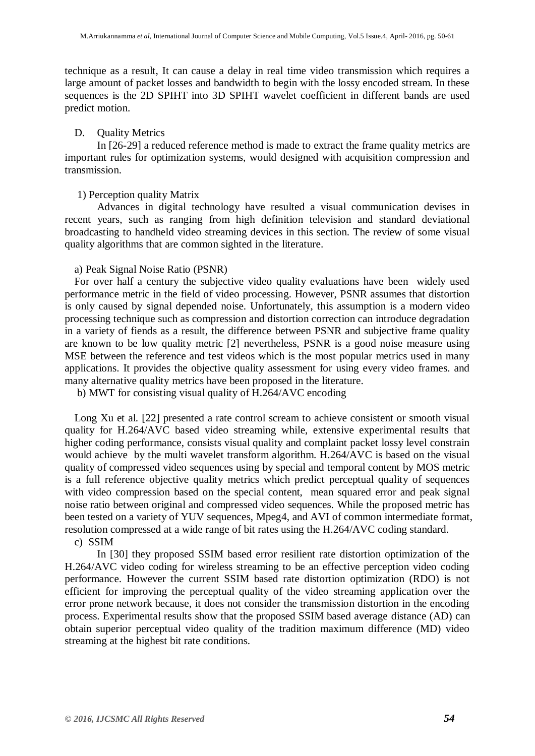technique as a result, It can cause a delay in real time video transmission which requires a large amount of packet losses and bandwidth to begin with the lossy encoded stream. In these sequences is the 2D SPIHT into 3D SPIHT wavelet coefficient in different bands are used predict motion.

### D. Quality Metrics

In [26-29] a reduced reference method is made to extract the frame quality metrics are important rules for optimization systems, would designed with acquisition compression and transmission.

#### 1) Perception quality Matrix

Advances in digital technology have resulted a visual communication devises in recent years, such as ranging from high definition television and standard deviational broadcasting to handheld video streaming devices in this section. The review of some visual quality algorithms that are common sighted in the literature.

##### a) Peak Signal Noise Ratio (PSNR)

For over half a century the subjective video quality evaluations have been widely used performance metric in the field of video processing. However, PSNR assumes that distortion is only caused by signal depended noise. Unfortunately, this assumption is a modern video processing technique such as compression and distortion correction can introduce degradation in a variety of fiends as a result, the difference between PSNR and subjective frame quality are known to be low quality metric [2] nevertheless, PSNR is a good noise measure using MSE between the reference and test videos which is the most popular metrics used in many applications. It provides the objective quality assessment for using every video frames. and many alternative quality metrics have been proposed in the literature.

##### b) MWT for consisting visual quality of H.264/AVC encoding

Long Xu et al. [22] presented a rate control scream to achieve consistent or smooth visual quality for H.264/AVC based video streaming while, extensive experimental results that higher coding performance, consists visual quality and complaint packet lossy level constrain would achieve by the multi wavelet transform algorithm. H.264/AVC is based on the visual quality of compressed video sequences using by special and temporal content by MOS metric is a full reference objective quality metrics which predict perceptual quality of sequences with video compression based on the special content, mean squared error and peak signal noise ratio between original and compressed video sequences. While the proposed metric has been tested on a variety of YUV sequences, Mpeg4, and AVI of common intermediate format, resolution compressed at a wide range of bit rates using the H.264/AVC coding standard.

##### c) SSIM

In [30] they proposed SSIM based error resilient rate distortion optimization of the H.264/AVC video coding for wireless streaming to be an effective perception video coding performance. However the current SSIM based rate distortion optimization (RDO) is not efficient for improving the perceptual quality of the video streaming application over the error prone network because, it does not consider the transmission distortion in the encoding process. Experimental results show that the proposed SSIM based average distance (AD) can obtain superior perceptual video quality of the tradition maximum difference (MD) video streaming at the highest bit rate conditions.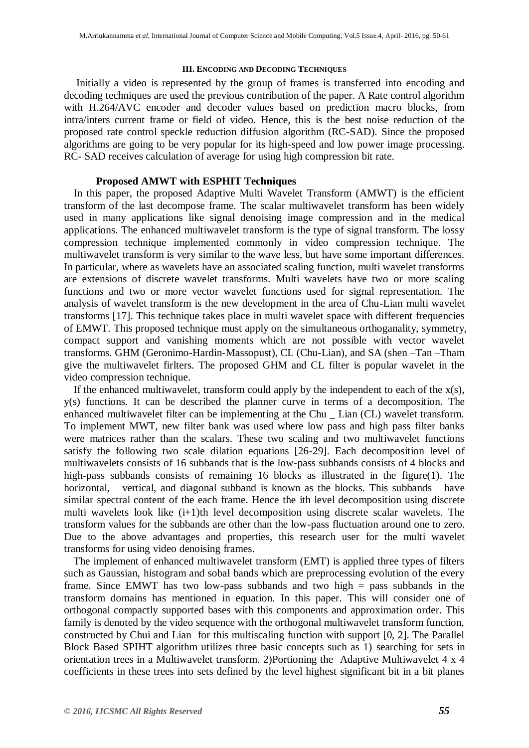### III. ENCODING AND DECODING TECHNIQUES

Initially a video is represented by the group of frames is transferred into encoding and decoding techniques are used the previous contribution of the paper. A Rate control algorithm with H.264/AVC encoder and decoder values based on prediction macro blocks, from intra/inters current frame or field of video. Hence, this is the best noise reduction of the proposed rate control speckle reduction diffusion algorithm (RC-SAD). Since the proposed algorithms are going to be very popular for its high-speed and low power image processing. RC- SAD receives calculation of average for using high compression bit rate.

**Proposed AMWT with ESPHIT Techniques**

In this paper, the proposed Adaptive Multi Wavelet Transform (AMWT) is the efficient transform of the last decompose frame. The scalar multiwavelet transform has been widely used in many applications like signal denoising image compression and in the medical applications. The enhanced multiwavelet transform is the type of signal transform. The lossy compression technique implemented commonly in video compression technique. The multiwavelet transform is very similar to the wave less, but have some important differences. In particular, where as wavelets have an associated scaling function, multi wavelet transforms are extensions of discrete wavelet transforms. Multi wavelets have two or more scaling functions and two or more vector wavelet functions used for signal representation. The analysis of wavelet transform is the new development in the area of Chu-Lian multi wavelet transforms [17]. This technique takes place in multi wavelet space with different frequencies of EMWT. This proposed technique must apply on the simultaneous orthoganality, symmetry, compact support and vanishing moments which are not possible with vector wavelet transforms. GHM (Geronimo-Hardin-Massopust), CL (Chu-Lian), and SA (shen –Tan –Tham give the multiwavelet firlters. The proposed GHM and CL filter is popular wavelet in the video compression technique.

If the enhanced multiwavelet, transform could apply by the independent to each of the x(s), y(s) functions. It can be described the planner curve in terms of a decomposition. The enhanced multiwavelet filter can be implementing at the Chu _ Lian (CL) wavelet transform. To implement MWT, new filter bank was used where low pass and high pass filter banks were matrices rather than the scalars. These two scaling and two multiwavelet functions satisfy the following two scale dilation equations [26-29]. Each decomposition level of multiwavelets consists of 16 subbands that is the low-pass subbands consists of 4 blocks and high-pass subbands consists of remaining 16 blocks as illustrated in the figure(1). The horizontal, vertical, and diagonal subband is known as the blocks. This subbands have similar spectral content of the each frame. Hence the ith level decomposition using discrete multi wavelets look like (i+1)th level decomposition using discrete scalar wavelets. The transform values for the subbands are other than the low-pass fluctuation around one to zero. Due to the above advantages and properties, this research user for the multi wavelet transforms for using video denoising frames.

The implement of enhanced multiwavelet transform (EMT) is applied three types of filters such as Gaussian, histogram and sobal bands which are preprocessing evolution of the every frame. Since EMWT has two low-pass subbands and two high = pass subbands in the transform domains has mentioned in equation. In this paper. This will consider one of orthogonal compactly supported bases with this components and approximation order. This family is denoted by the video sequence with the orthogonal multiwavelet transform function, constructed by Chui and Lian for this multiscaling function with support [0, 2]. The Parallel Block Based SPIHT algorithm utilizes three basic concepts such as 1) searching for sets in orientation trees in a Multiwavelet transform. 2)Portioning the Adaptive Multiwavelet 4 x 4 coefficients in these trees into sets defined by the level highest significant bit in a bit planes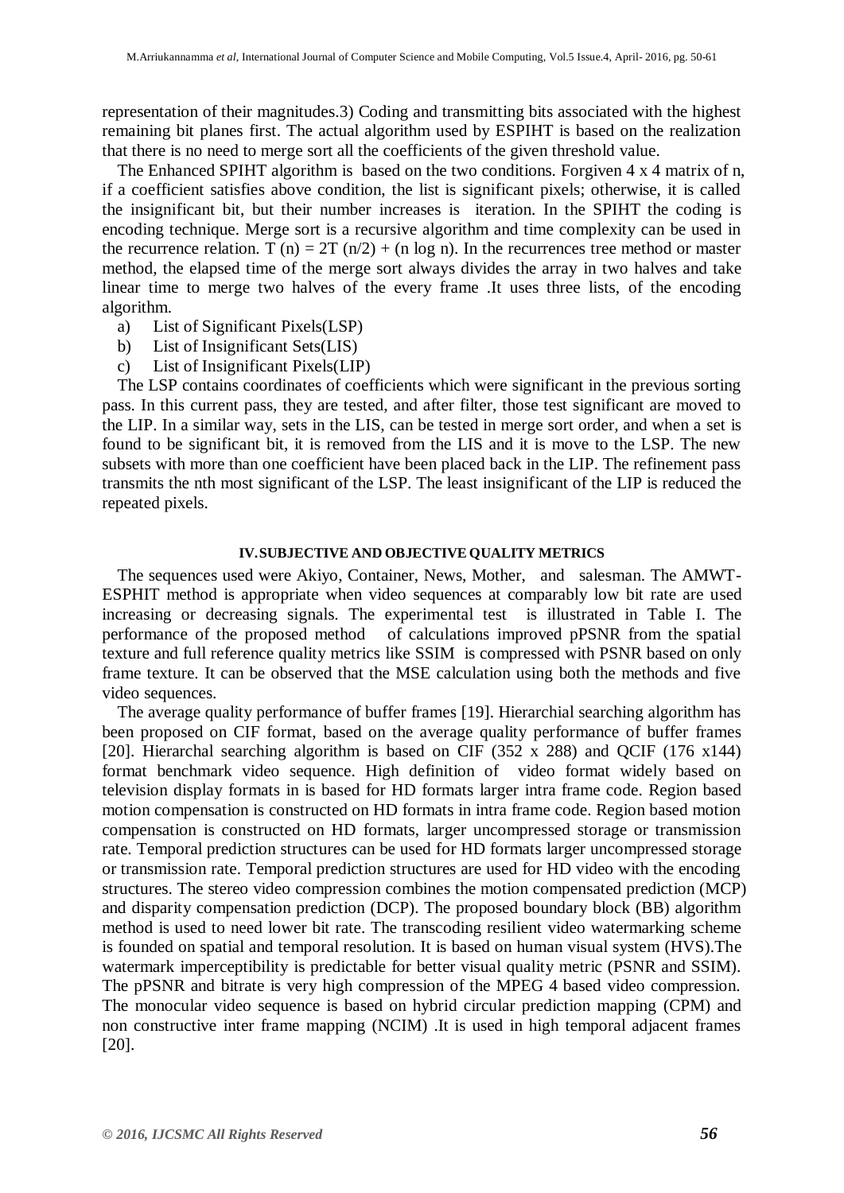representation of their magnitudes.3) Coding and transmitting bits associated with the highest remaining bit planes first. The actual algorithm used by ESPIHT is based on the realization that there is no need to merge sort all the coefficients of the given threshold value.

The Enhanced SPIHT algorithm is based on the two conditions. Forgiven 4 x 4 matrix of n, if a coefficient satisfies above condition, the list is significant pixels; otherwise, it is called the insignificant bit, but their number increases is iteration. In the SPIHT the coding is encoding technique. Merge sort is a recursive algorithm and time complexity can be used in the recurrence relation. $T(n) = 2T(n/2) + (n \log n)$. In the recurrences tree method or master method, the elapsed time of the merge sort always divides the array in two halves and take linear time to merge two halves of the every frame .It uses three lists, of the encoding algorithm.

a) List of Significant Pixels(LSP)
b) List of Insignificant Sets(LIS)
c) List of Insignificant Pixels(LIP)

The LSP contains coordinates of coefficients which were significant in the previous sorting pass. In this current pass, they are tested, and after filter, those test significant are moved to the LIP. In a similar way, sets in the LIS, can be tested in merge sort order, and when a set is found to be significant bit, it is removed from the LIS and it is move to the LSP. The new subsets with more than one coefficient have been placed back in the LIP. The refinement pass transmits the nth most significant of the LSP. The least insignificant of the LIP is reduced the repeated pixels.

## IV. SUBJECTIVE AND OBJECTIVE QUALITY METRICS

The sequences used were Akiyo, Container, News, Mother, and salesman. The AMWT-ESPHIT method is appropriate when video sequences at comparably low bit rate are used increasing or decreasing signals. The experimental test is illustrated in Table I. The performance of the proposed method of calculations improved pPSNR from the spatial texture and full reference quality metrics like SSIM is compressed with PSNR based on only frame texture. It can be observed that the MSE calculation using both the methods and five video sequences.

The average quality performance of buffer frames [19]. Hierarchial searching algorithm has been proposed on CIF format, based on the average quality performance of buffer frames [20]. Hierarchal searching algorithm is based on CIF (352 x 288) and QCIF (176 x144) format benchmark video sequence. High definition of video format widely based on television display formats in is based for HD formats larger intra frame code. Region based motion compensation is constructed on HD formats in intra frame code. Region based motion compensation is constructed on HD formats, larger uncompressed storage or transmission rate. Temporal prediction structures can be used for HD formats larger uncompressed storage or transmission rate. Temporal prediction structures are used for HD video with the encoding structures. The stereo video compression combines the motion compensated prediction (MCP) and disparity compensation prediction (DCP). The proposed boundary block (BB) algorithm method is used to need lower bit rate. The transcoding resilient video watermarking scheme is founded on spatial and temporal resolution. It is based on human visual system (HVS).The watermark imperceptibility is predictable for better visual quality metric (PSNR and SSIM). The pPSNR and bitrate is very high compression of the MPEG 4 based video compression. The monocular video sequence is based on hybrid circular prediction mapping (CPM) and non constructive inter frame mapping (NCIM) .It is used in high temporal adjacent frames [20].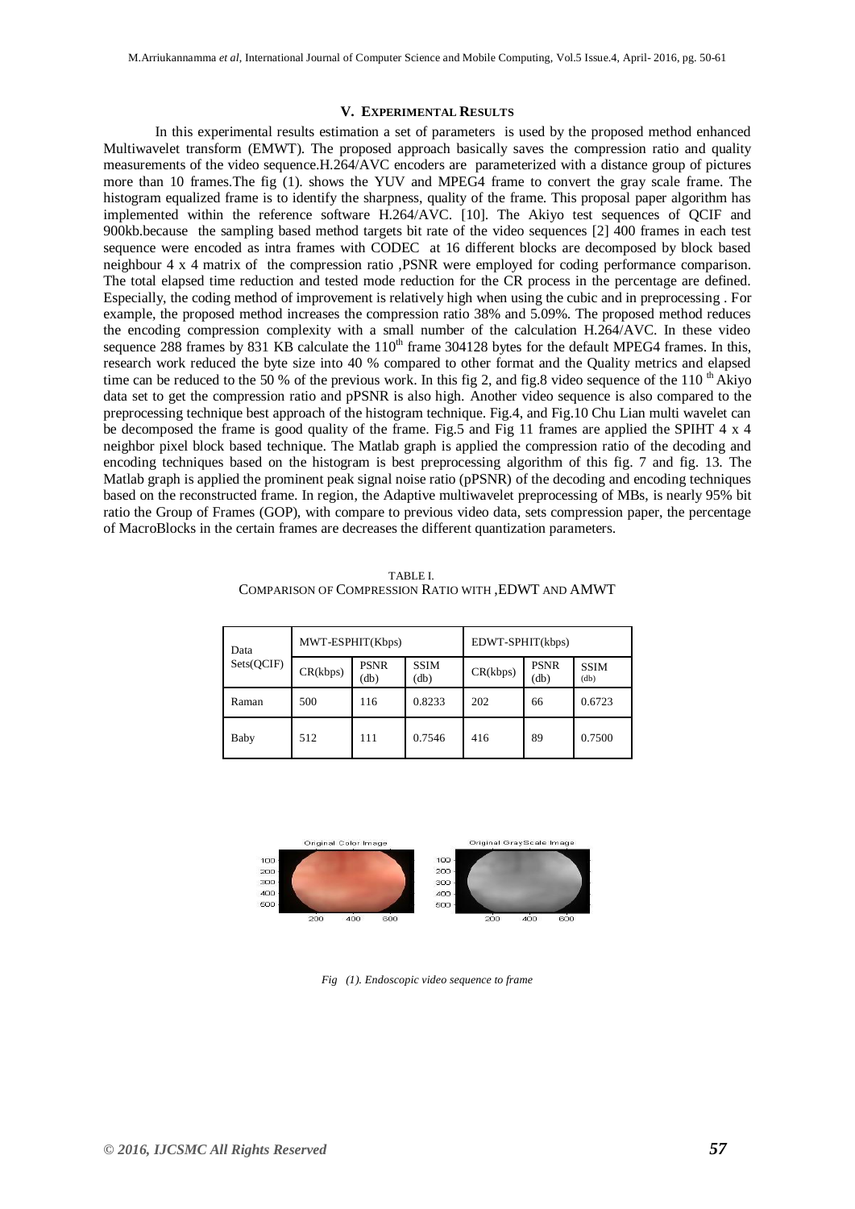## V. Experimental Results

In this experimental results estimation a set of parameters is used by the proposed method enhanced Multiwavelet transform (EMWT). The proposed approach basically saves the compression ratio and quality measurements of the video sequence.H.264/AVC encoders are parameterized with a distance group of pictures more than 10 frames.The fig (1). shows the YUV and MPEG4 frame to convert the gray scale frame. The histogram equalized frame is to identify the sharpness, quality of the frame. This proposal paper algorithm has implemented within the reference software H.264/AVC. [10]. The Akiyo test sequences of QCIF and 900kb.because the sampling based method targets bit rate of the video sequences [2] 400 frames in each test sequence were encoded as intra frames with CODEC at 16 different blocks are decomposed by block based neighbour 4 x 4 matrix of the compression ratio ,PSNR were employed for coding performance comparison. The total elapsed time reduction and tested mode reduction for the CR process in the percentage are defined. Especially, the coding method of improvement is relatively high when using the cubic and in preprocessing . For example, the proposed method increases the compression ratio 38% and 5.09%. The proposed method reduces the encoding compression complexity with a small number of the calculation H.264/AVC. In these video sequence 288 frames by 831 KB calculate the 110[th] frame 304128 bytes for the default MPEG4 frames. In this, research work reduced the byte size into 40 % compared to other format and the Quality metrics and elapsed time can be reduced to the 50 % of the previous work. In this fig 2, and fig.8 video sequence of the 110 [th] Akiyo data set to get the compression ratio and pPSNR is also high. Another video sequence is also compared to the preprocessing technique best approach of the histogram technique. Fig.4, and Fig.10 Chu Lian multi wavelet can be decomposed the frame is good quality of the frame. Fig.5 and Fig 11 frames are applied the SPIHT 4 x 4 neighbor pixel block based technique. The Matlab graph is applied the compression ratio of the decoding and encoding techniques based on the histogram is best preprocessing algorithm of this fig. 7 and fig. 13. The Matlab graph is applied the prominent peak signal noise ratio (pPSNR) of the decoding and encoding techniques based on the reconstructed frame. In region, the Adaptive multiwavelet preprocessing of MBs, is nearly 95% bit ratio the Group of Frames (GOP), with compare to previous video data, sets compression paper, the percentage of MacroBlocks in the certain frames are decreases the different quantization parameters.

TABLE I.
COMPARISON OF COMPRESSION RATIO WITH ,EDWT AND AMWT

| Data Sets(QCIF) | MWT-ESPHIT(Kbps) | | | EDWT-SPHIT(kbps) | | |
|---|---|---|---|---|---|---|
| | CR(kbps) | PSNR (db) | SSIM (db) | CR(kbps) | PSNR (db) | SSIM (db) |
| Raman | 500 | 116 | 0.8233 | 202 | 66 | 0.6723 |
| Baby | 512 | 111 | 0.7546 | 416 | 89 | 0.7500 |

*Fig (1). Endoscopic video sequence to frame*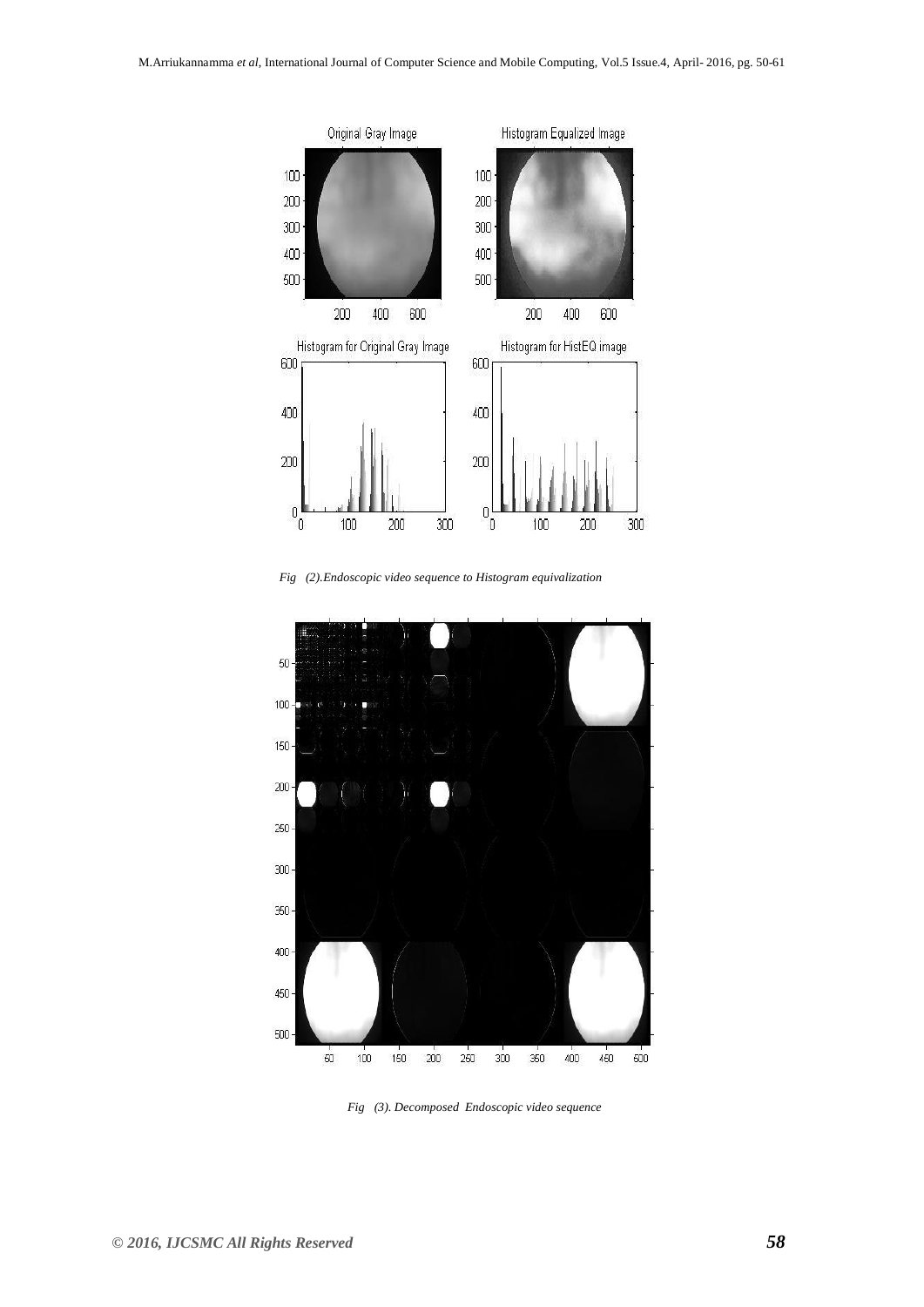*Fig (2).Endoscopic video sequence to Histogram equivalization*

*Fig (3). Decomposed Endoscopic video sequence*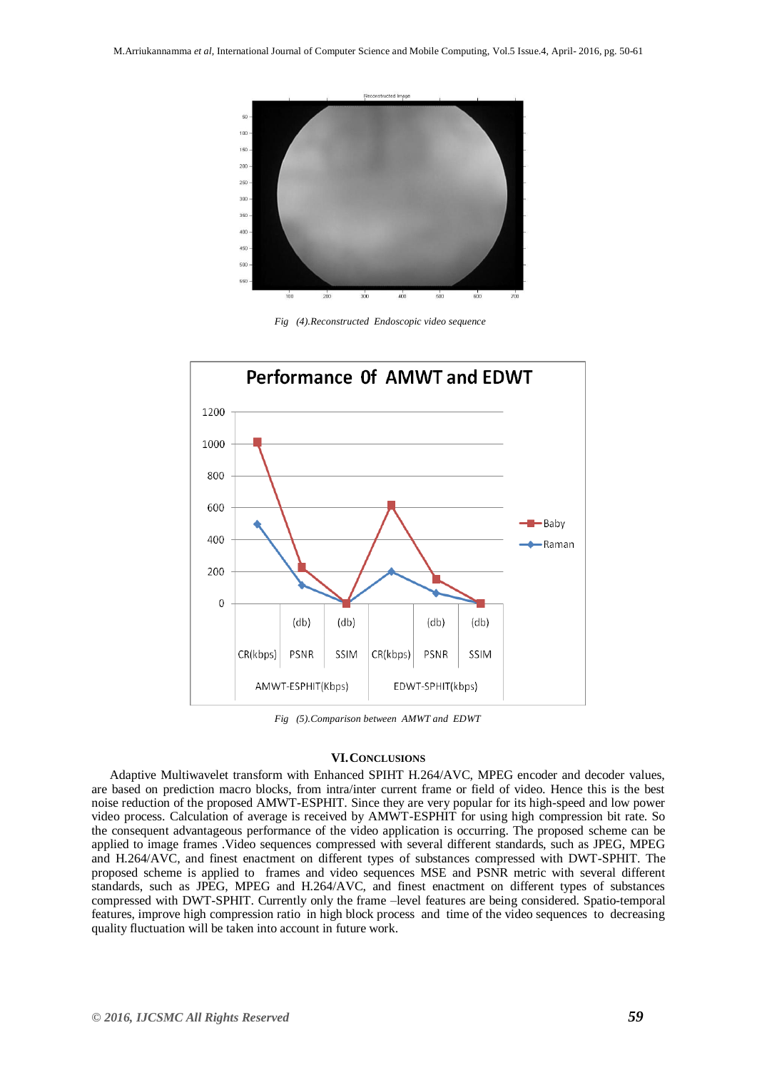Fig (4).Reconstructed Endoscopic video sequence

Fig (5).Comparison between AMWT and EDWT

## VI. CONCLUSIONS

Adaptive Multiwavelet transform with Enhanced SPIHT H.264/AVC, MPEG encoder and decoder values, are based on prediction macro blocks, from intra/inter current frame or field of video. Hence this is the best noise reduction of the proposed AMWT-ESPHIT. Since they are very popular for its high-speed and low power video process. Calculation of average is received by AMWT-ESPHIT for using high compression bit rate. So the consequent advantageous performance of the video application is occurring. The proposed scheme can be applied to image frames .Video sequences compressed with several different standards, such as JPEG, MPEG and H.264/AVC, and finest enactment on different types of substances compressed with DWT-SPHIT. The proposed scheme is applied to frames and video sequences MSE and PSNR metric with several different standards, such as JPEG, MPEG and H.264/AVC, and finest enactment on different types of substances compressed with DWT-SPHIT. Currently only the frame –level features are being considered. Spatio-temporal features, improve high compression ratio in high block process and time of the video sequences to decreasing quality fluctuation will be taken into account in future work.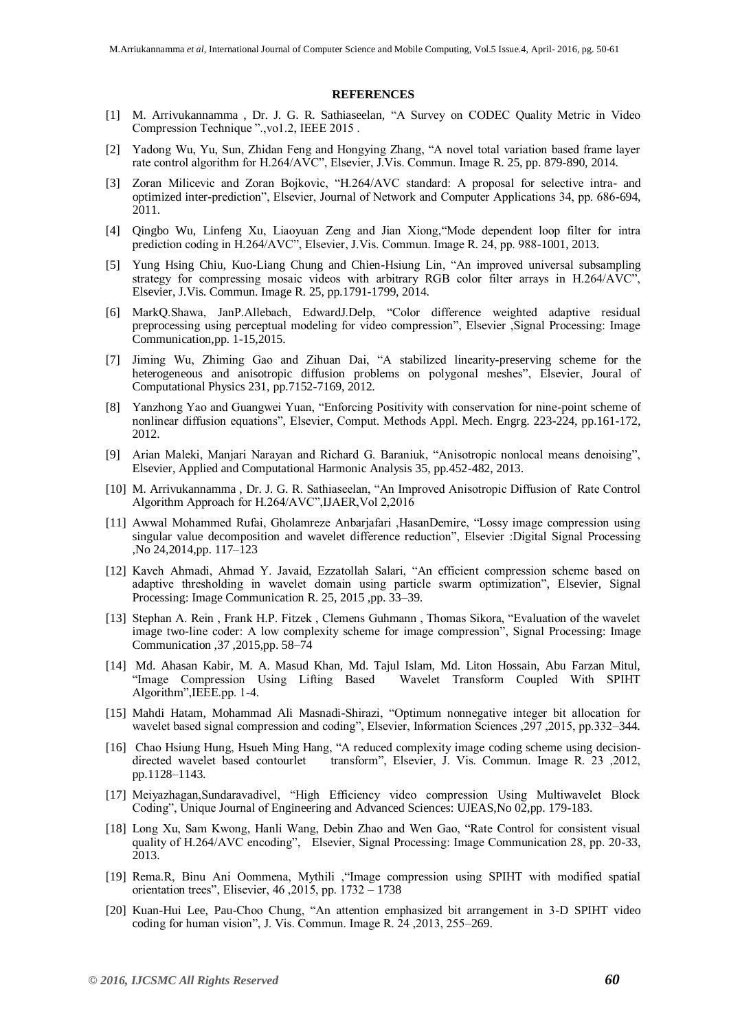**REFERENCES**

[1] M. Arrivukannamma , Dr. J. G. R. Sathiaseelan, "A Survey on CODEC Quality Metric in Video Compression Technique ".,vo1.2, IEEE 2015 .

[2] Yadong Wu, Yu, Sun, Zhidan Feng and Hongying Zhang, "A novel total variation based frame layer rate control algorithm for H.264/AVC", Elsevier, J.Vis. Commun. Image R. 25, pp. 879-890, 2014.

[3] Zoran Milicevic and Zoran Bojkovic, "H.264/AVC standard: A proposal for selective intra- and optimized inter-prediction", Elsevier, Journal of Network and Computer Applications 34, pp. 686-694, 2011.

[4] Qingbo Wu, Linfeng Xu, Liaoyuan Zeng and Jian Xiong,"Mode dependent loop filter for intra prediction coding in H.264/AVC", Elsevier, J.Vis. Commun. Image R. 24, pp. 988-1001, 2013.

[5] Yung Hsing Chiu, Kuo-Liang Chung and Chien-Hsiung Lin, "An improved universal subsampling strategy for compressing mosaic videos with arbitrary RGB color filter arrays in H.264/AVC", Elsevier, J.Vis. Commun. Image R. 25, pp.1791-1799, 2014.

[6] MarkQ.Shawa, JanP.Allebach, EdwardJ.Delp, "Color difference weighted adaptive residual preprocessing using perceptual modeling for video compression", Elsevier ,Signal Processing: Image Communication,pp. 1-15,2015.

[7] Jiming Wu, Zhiming Gao and Zihuan Dai, "A stabilized linearity-preserving scheme for the heterogeneous and anisotropic diffusion problems on polygonal meshes", Elsevier, Joural of Computational Physics 231, pp.7152-7169, 2012.

[8] Yanzhong Yao and Guangwei Yuan, "Enforcing Positivity with conservation for nine-point scheme of nonlinear diffusion equations", Elsevier, Comput. Methods Appl. Mech. Engrg. 223-224, pp.161-172, 2012.

[9] Arian Maleki, Manjari Narayan and Richard G. Baraniuk, "Anisotropic nonlocal means denoising", Elsevier, Applied and Computational Harmonic Analysis 35, pp.452-482, 2013.

[10] M. Arrivukannamma , Dr. J. G. R. Sathiaseelan, "An Improved Anisotropic Diffusion of Rate Control Algorithm Approach for H.264/AVC",IJAER,Vol 2,2016

[11] Awwal Mohammed Rufai, Gholamreze Anbarjafari ,HasanDemire, "Lossy image compression using singular value decomposition and wavelet difference reduction", Elsevier :Digital Signal Processing ,No 24,2014,pp. 117–123

[12] Kaveh Ahmadi, Ahmad Y. Javaid, Ezzatollah Salari, "An efficient compression scheme based on adaptive thresholding in wavelet domain using particle swarm optimization", Elsevier, Signal Processing: Image Communication R. 25, 2015 ,pp. 33–39.

[13] Stephan A. Rein , Frank H.P. Fitzek , Clemens Guhmann , Thomas Sikora, "Evaluation of the wavelet image two-line coder: A low complexity scheme for image compression", Signal Processing: Image Communication ,37 ,2015,pp. 58–74

[14] Md. Ahasan Kabir, M. A. Masud Khan, Md. Tajul Islam, Md. Liton Hossain, Abu Farzan Mitul, "Image Compression Using Lifting Based Wavelet Transform Coupled With SPIHT Algorithm",IEEE.pp. 1-4.

[15] Mahdi Hatam, Mohammad Ali Masnadi-Shirazi, "Optimum nonnegative integer bit allocation for wavelet based signal compression and coding", Elsevier, Information Sciences ,297 ,2015, pp.332–344.

[16] Chao Hsiung Hung, Hsueh Ming Hang, "A reduced complexity image coding scheme using decision-directed wavelet based contourlet transform", Elsevier, J. Vis. Commun. Image R. 23 ,2012, pp.1128–1143.

[17] Meiyazhagan,Sundaravadivel, "High Efficiency video compression Using Multiwavelet Block Coding", Unique Journal of Engineering and Advanced Sciences: UJEAS,No 02,pp. 179-183.

[18] Long Xu, Sam Kwong, Hanli Wang, Debin Zhao and Wen Gao, "Rate Control for consistent visual quality of H.264/AVC encoding", Elsevier, Signal Processing: Image Communication 28, pp. 20-33, 2013.

[19] Rema.R, Binu Ani Oommena, Mythili ,"Image compression using SPIHT with modified spatial orientation trees", Elisevier, 46 ,2015, pp. 1732 – 1738

[20] Kuan-Hui Lee, Pau-Choo Chung, "An attention emphasized bit arrangement in 3-D SPIHT video coding for human vision", J. Vis. Commun. Image R. 24 ,2013, 255–269.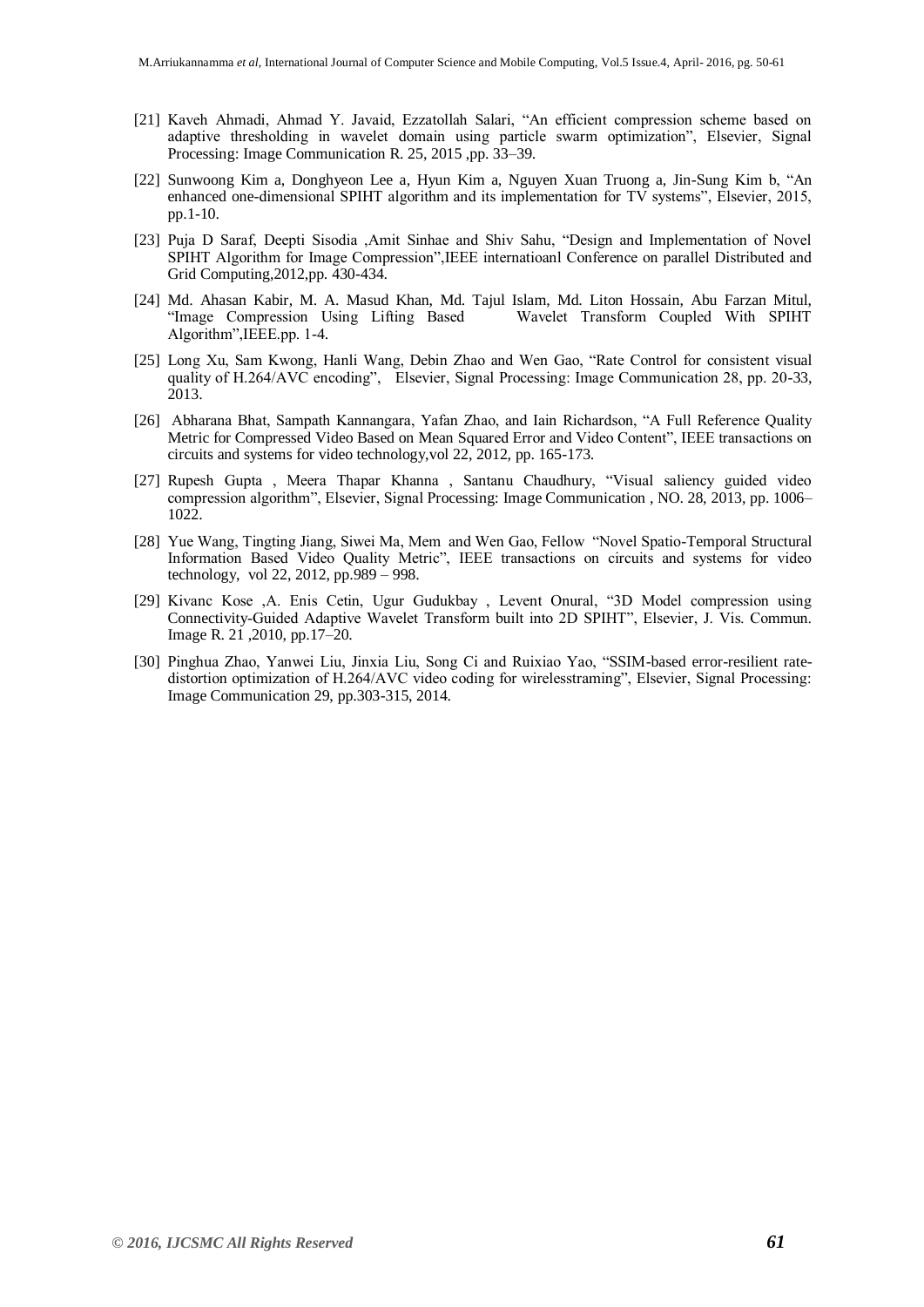[21] Kaveh Ahmadi, Ahmad Y. Javaid, Ezzatollah Salari, "An efficient compression scheme based on adaptive thresholding in wavelet domain using particle swarm optimization", Elsevier, Signal Processing: Image Communication R. 25, 2015 ,pp. 33–39.

[22] Sunwoong Kim a, Donghyeon Lee a, Hyun Kim a, Nguyen Xuan Truong a, Jin-Sung Kim b, "An enhanced one-dimensional SPIHT algorithm and its implementation for TV systems", Elsevier, 2015, pp.1-10.

[23] Puja D Saraf, Deepti Sisodia ,Amit Sinhae and Shiv Sahu, "Design and Implementation of Novel SPIHT Algorithm for Image Compression",IEEE internatioanl Conference on parallel Distributed and Grid Computing,2012,pp. 430-434.

[24] Md. Ahasan Kabir, M. A. Masud Khan, Md. Tajul Islam, Md. Liton Hossain, Abu Farzan Mitul, "Image Compression Using Lifting Based Wavelet Transform Coupled With SPIHT Algorithm",IEEE.pp. 1-4.

[25] Long Xu, Sam Kwong, Hanli Wang, Debin Zhao and Wen Gao, "Rate Control for consistent visual quality of H.264/AVC encoding", Elsevier, Signal Processing: Image Communication 28, pp. 20-33, 2013.

[26] Abharana Bhat, Sampath Kannangara, Yafan Zhao, and Iain Richardson, "A Full Reference Quality Metric for Compressed Video Based on Mean Squared Error and Video Content", IEEE transactions on circuits and systems for video technology,vol 22, 2012, pp. 165-173.

[27] Rupesh Gupta , Meera Thapar Khanna , Santanu Chaudhury, "Visual saliency guided video compression algorithm", Elsevier, Signal Processing: Image Communication , NO. 28, 2013, pp. 1006–1022.

[28] Yue Wang, Tingting Jiang, Siwei Ma, Mem and Wen Gao, Fellow "Novel Spatio-Temporal Structural Information Based Video Quality Metric", IEEE transactions on circuits and systems for video technology, vol 22, 2012, pp.989 – 998.

[29] Kivanc Kose ,A. Enis Cetin, Ugur Gudukbay , Levent Onural, "3D Model compression using Connectivity-Guided Adaptive Wavelet Transform built into 2D SPIHT", Elsevier, J. Vis. Commun. Image R. 21 ,2010, pp.17–20.

[30] Pinghua Zhao, Yanwei Liu, Jinxia Liu, Song Ci and Ruixiao Yao, "SSIM-based error-resilient rate-distortion optimization of H.264/AVC video coding for wirelesstraming", Elsevier, Signal Processing: Image Communication 29, pp.303-315, 2014.